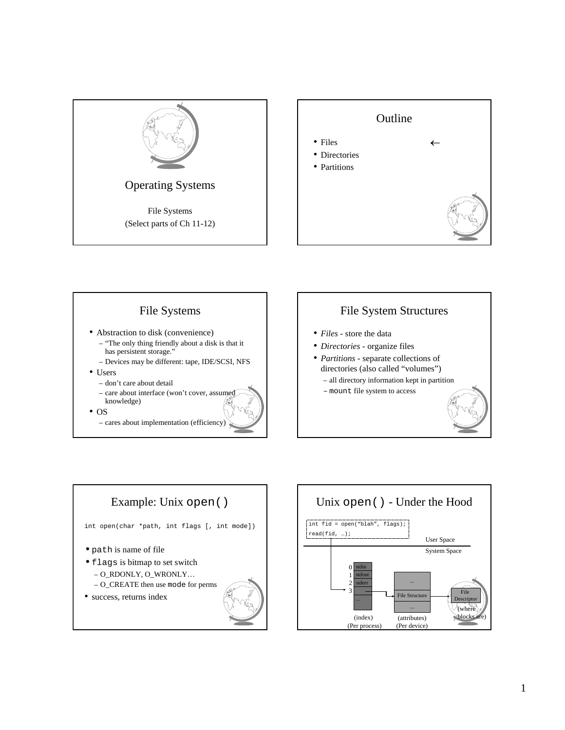# Operating Systems

File Systems

(Select parts of Ch 11-12)

## Outline

- Files ←
- Directories
- Partitions

## File Systems

- Abstraction to disk (convenience)
  - "The only thing friendly about a disk is that it has persistent storage."
  - Devices may be different: tape, IDE/SCSI, NFS
- Users
  - don't care about detail
  - care about interface (won't cover, assumed knowledge)
- OS
  - cares about implementation (efficiency)

## File System Structures

- *Files* - store the data
- *Directories* - organize files
- *Partitions* - separate collections of directories (also called "volumes")
  - all directory information kept in partition
  - `mount` file system to access

## Example: Unix `open()`

```
int open(char *path, int flags [, int mode])
```

- `path` is name of file
- `flags` is bitmap to set switch
  - O_RDONLY, O_WRONLY…
  - O_CREATE then use `mode` for perms
- success, returns index

## Unix `open()` - Under the Hood

```
int fid = open("blah", flags);
read(fid, …);
```

User Space

System Space

| | (index) (Per process) |
|---|---|
| 0 | stdin |
| 1 | stdout |
| 2 | stderr |
| 3 | → File Structure |
| | … |

File Structure table: …, File Structure, … — (attributes) (Per device)

File Structure → File Descriptor (where blocks are)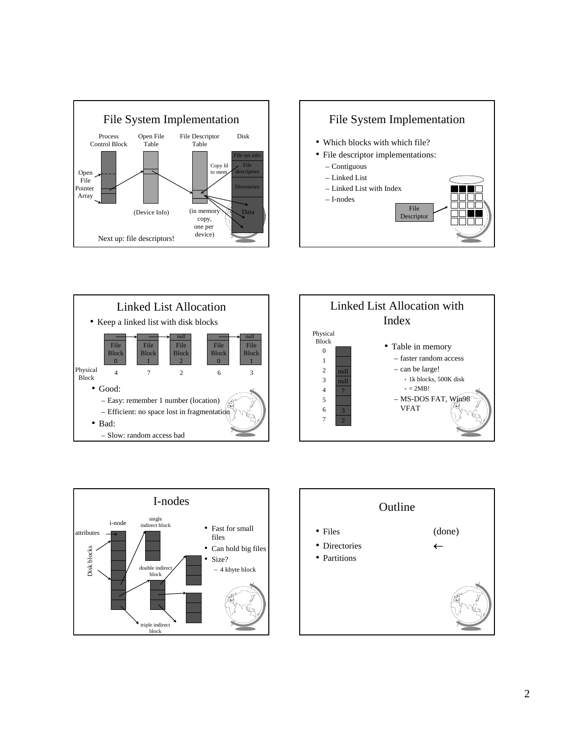## File System Implementation

Process Control Block | Open File Table | File Descriptor Table | Disk

Open File Pointer Array

File sys info
File descriptors
Directories
Data

Copy fd to mem

(Device Info)

(in memory copy, one per device)

Next up: file descriptors!

## File System Implementation

- Which blocks with which file?
- File descriptor implementations:
  - Contiguous
  - Linked List
  - Linked List with Index
  - I-nodes

File Descriptor

## Linked List Allocation

- Keep a linked list with disk blocks

| | File Block 0 | File Block 1 | File Block 2 | File Block 0 | File Block 1 |
|---|---|---|---|---|---|
| | | | null | | null |
| Physical Block | 4 | 7 | 2 | 6 | 3 |

- Good:
  - Easy: remember 1 number (location)
  - Efficient: no space lost in fragmentation
- Bad:
  - Slow: random access bad

## Linked List Allocation with Index

| Physical Block | |
|---|---|
| 0 | |
| 1 | |
| 2 | null |
| 3 | null |
| 4 | 7 |
| 5 | |
| 6 | 3 |
| 7 | 2 |

- Table in memory
  - faster random access
  - can be large!
    - 1k blocks, 500K disk
    - = 2MB!
  - MS-DOS FAT, Win98 VFAT

## I-nodes

i-node: attributes, Disk blocks

single indirect block

double indirect block

triple indirect block

- Fast for small files
- Can hold big files
- Size?
  - 4 kbyte block

## Outline

- Files (done)
- Directories ←
- Partitions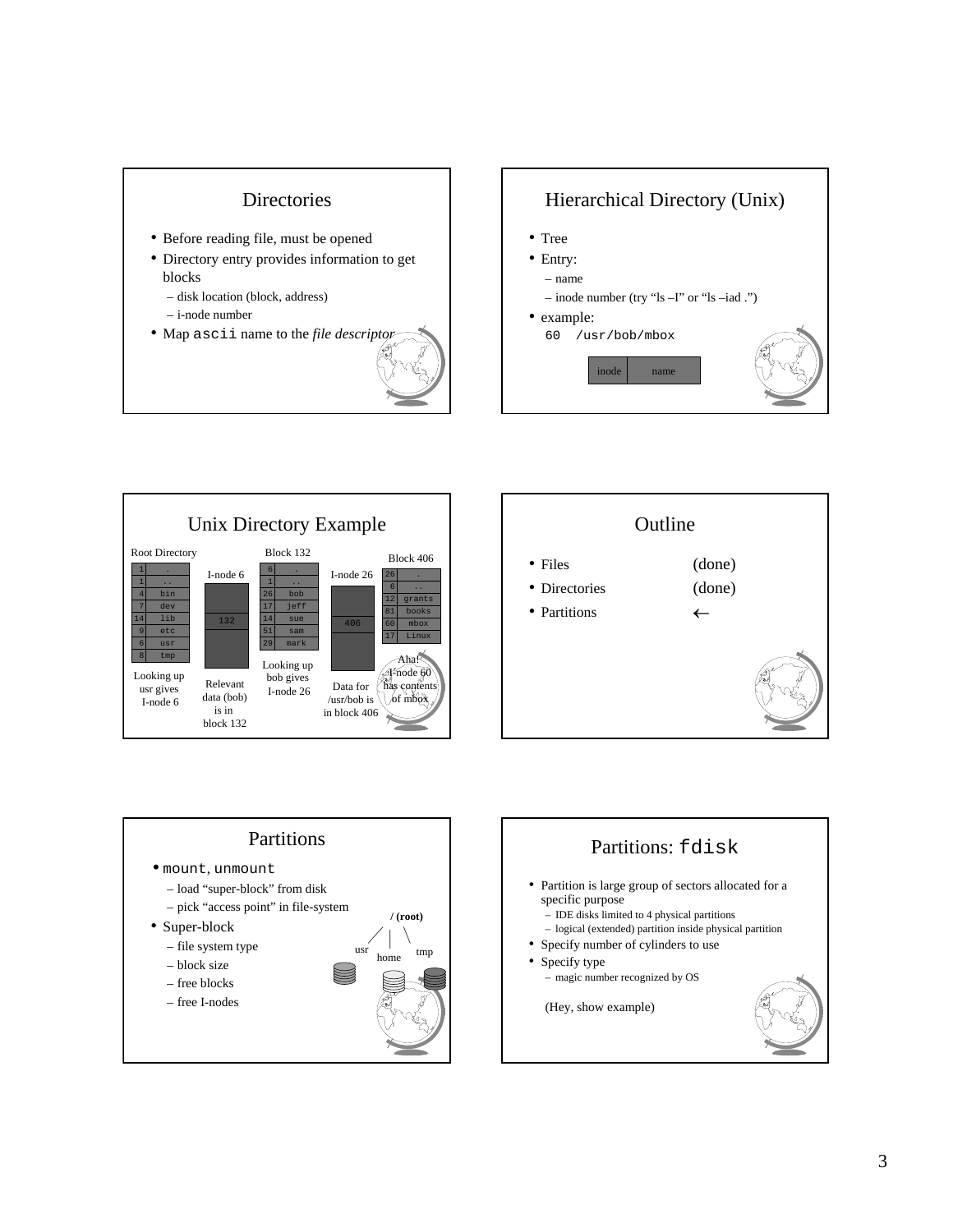## Directories

- Before reading file, must be opened
- Directory entry provides information to get blocks
  - disk location (block, address)
  - i-node number
- Map `ascii` name to the *file descriptor*

## Hierarchical Directory (Unix)

- Tree
- Entry:
  - name
  - inode number (try "ls –I" or "ls –iad .")
- example:

  `60 /usr/bob/mbox`

| inode | name |
|---|---|

## Unix Directory Example

Root Directory

| | |
|---|---|
| 1 | . |
| 1 | .. |
| 4 | bin |
| 7 | dev |
| 14 | lib |
| 9 | etc |
| 6 | usr |
| 8 | tmp |

Looking up usr gives I-node 6

I-node 6: 132

Relevant data (bob) is in block 132

Block 132

| | |
|---|---|
| 6 | . |
| 1 | .. |
| 26 | bob |
| 17 | jeff |
| 14 | sue |
| 51 | sam |
| 29 | mark |

Looking up bob gives I-node 26

I-node 26: 406

Data for /usr/bob is in block 406

Block 406

| | |
|---|---|
| 26 | . |
| 6 | .. |
| 12 | grants |
| 81 | books |
| 60 | mbox |
| 17 | Linux |

Aha! I-node 60 has contents of mbox

## Outline

- Files (done)
- Directories (done)
- Partitions ←

## Partitions

- `mount`, `unmount`
  - load "super-block" from disk
  - pick "access point" in file-system
- Super-block
  - file system type
  - block size
  - free blocks
  - free I-nodes

/ (root): usr, home, tmp

## Partitions: `fdisk`

- Partition is large group of sectors allocated for a specific purpose
  - IDE disks limited to 4 physical partitions
  - logical (extended) partition inside physical partition
- Specify number of cylinders to use
- Specify type
  - magic number recognized by OS

(Hey, show example)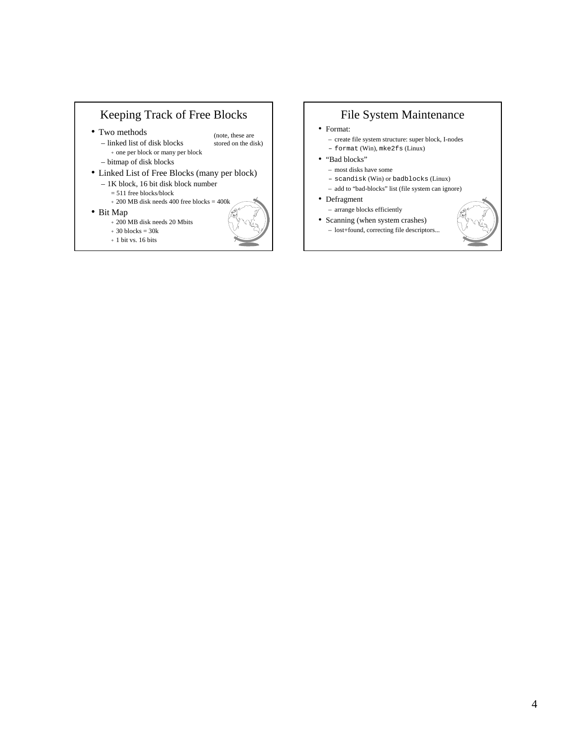## Keeping Track of Free Blocks

- Two methods (note, these are stored on the disk)
  - linked list of disk blocks
    - one per block or many per block
  - bitmap of disk blocks
- Linked List of Free Blocks (many per block)
  - 1K block, 16 bit disk block number
    - = 511 free blocks/block
    - 200 MB disk needs 400 free blocks = 400k
- Bit Map
  - 200 MB disk needs 20 Mbits
  - 30 blocks = 30k
  - 1 bit vs. 16 bits

## File System Maintenance

- Format:
  - create file system structure: super block, I-nodes
  - `format` (Win), `mke2fs` (Linux)
- "Bad blocks"
  - most disks have some
  - `scandisk` (Win) or `badblocks` (Linux)
  - add to "bad-blocks" list (file system can ignore)
- Defragment
  - arrange blocks efficiently
- Scanning (when system crashes)
  - lost+found, correcting file descriptors...